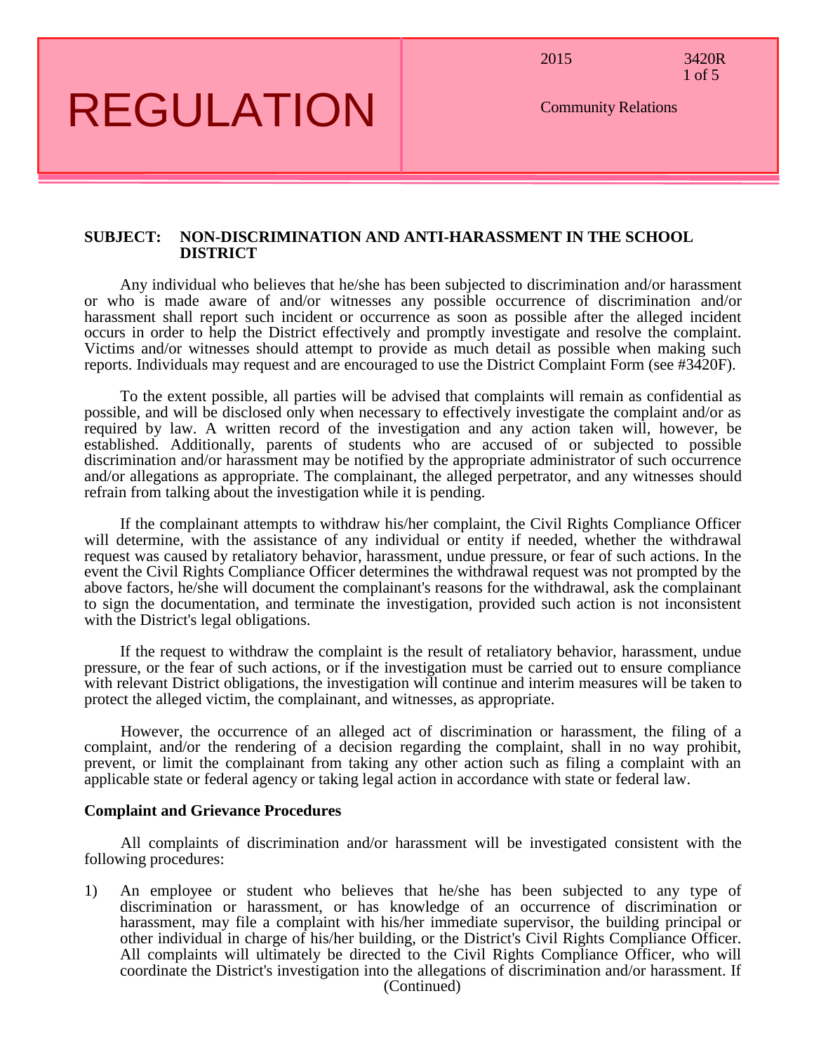**SUBJECT: NON-DISCRIMINATION AND ANTI-HARASSMENT IN THE SCHOOL DISTRICT**

Any individual who believes that he/she has been subjected to discrimination and/or harassment or who is made aware of and/or witnesses any possible occurrence of discrimination and/or harassment shall report such incident or occurrence as soon as possible after the alleged incident occurs in order to help the District effectively and promptly investigate and resolve the complaint. Victims and/or witnesses should attempt to provide as much detail as possible when making such reports. Individuals may request and are encouraged to use the District Complaint Form (see #3420F).

To the extent possible, all parties will be advised that complaints will remain as confidential as possible, and will be disclosed only when necessary to effectively investigate the complaint and/or as required by law. A written record of the investigation and any action taken will, however, be established. Additionally, parents of students who are accused of or subjected to possible discrimination and/or harassment may be notified by the appropriate administrator of such occurrence and/or allegations as appropriate. The complainant, the alleged perpetrator, and any witnesses should refrain from talking about the investigation while it is pending.

If the complainant attempts to withdraw his/her complaint, the Civil Rights Compliance Officer will determine, with the assistance of any individual or entity if needed, whether the withdrawal request was caused by retaliatory behavior, harassment, undue pressure, or fear of such actions. In the event the Civil Rights Compliance Officer determines the withdrawal request was not prompted by the above factors, he/she will document the complainant's reasons for the withdrawal, ask the complainant to sign the documentation, and terminate the investigation, provided such action is not inconsistent with the District's legal obligations.

If the request to withdraw the complaint is the result of retaliatory behavior, harassment, undue pressure, or the fear of such actions, or if the investigation must be carried out to ensure compliance with relevant District obligations, the investigation will continue and interim measures will be taken to protect the alleged victim, the complainant, and witnesses, as appropriate.

However, the occurrence of an alleged act of discrimination or harassment, the filing of a complaint, and/or the rendering of a decision regarding the complaint, shall in no way prohibit, prevent, or limit the complainant from taking any other action such as filing a complaint with an applicable state or federal agency or taking legal action in accordance with state or federal law.

**Complaint and Grievance Procedures**

All complaints of discrimination and/or harassment will be investigated consistent with the following procedures:

1) An employee or student who believes that he/she has been subjected to any type of discrimination or harassment, or has knowledge of an occurrence of discrimination or harassment, may file a complaint with his/her immediate supervisor, the building principal or other individual in charge of his/her building, or the District's Civil Rights Compliance Officer. All complaints will ultimately be directed to the Civil Rights Compliance Officer, who will coordinate the District's investigation into the allegations of discrimination and/or harassment. If

(Continued)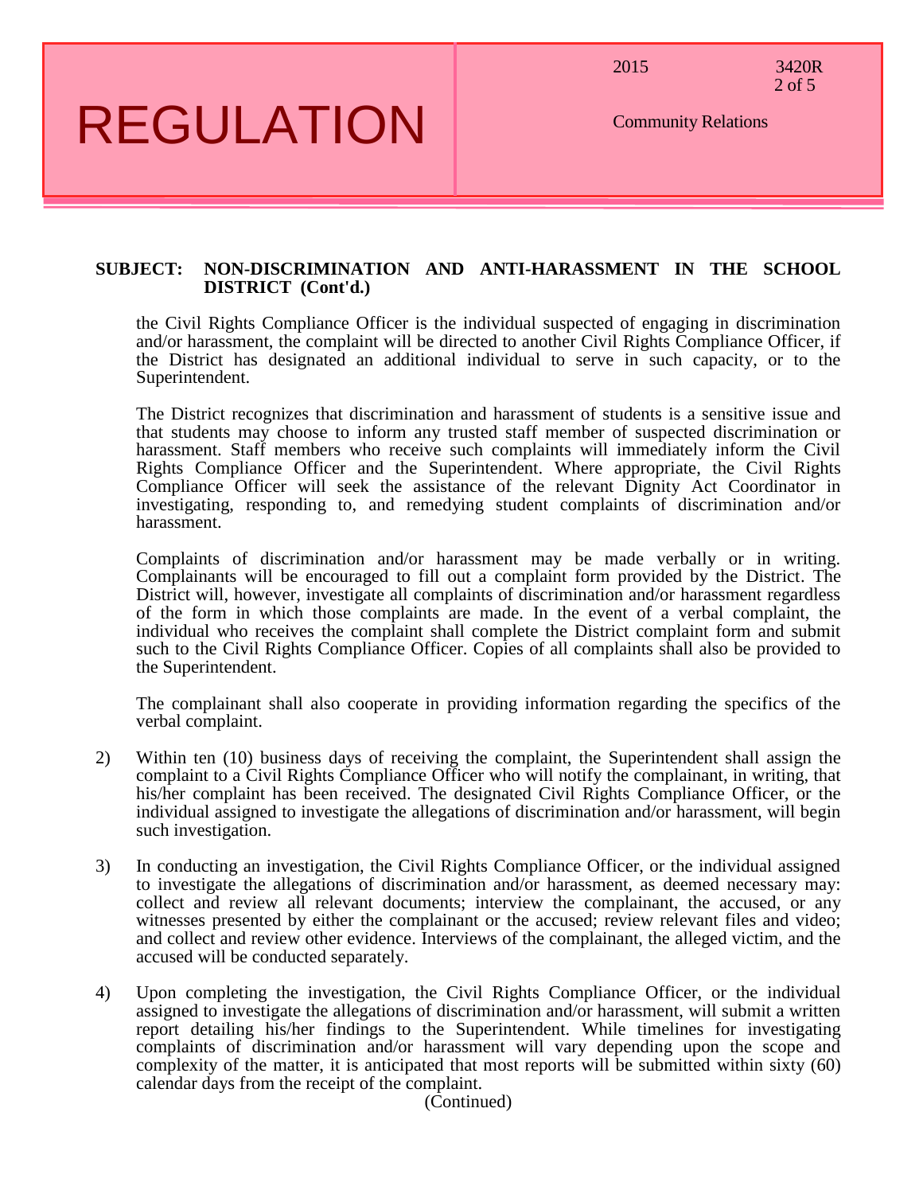**SUBJECT: NON-DISCRIMINATION AND ANTI-HARASSMENT IN THE SCHOOL DISTRICT (Cont'd.)**

the Civil Rights Compliance Officer is the individual suspected of engaging in discrimination and/or harassment, the complaint will be directed to another Civil Rights Compliance Officer, if the District has designated an additional individual to serve in such capacity, or to the Superintendent.

The District recognizes that discrimination and harassment of students is a sensitive issue and that students may choose to inform any trusted staff member of suspected discrimination or harassment. Staff members who receive such complaints will immediately inform the Civil Rights Compliance Officer and the Superintendent. Where appropriate, the Civil Rights Compliance Officer will seek the assistance of the relevant Dignity Act Coordinator in investigating, responding to, and remedying student complaints of discrimination and/or harassment.

Complaints of discrimination and/or harassment may be made verbally or in writing. Complainants will be encouraged to fill out a complaint form provided by the District. The District will, however, investigate all complaints of discrimination and/or harassment regardless of the form in which those complaints are made. In the event of a verbal complaint, the individual who receives the complaint shall complete the District complaint form and submit such to the Civil Rights Compliance Officer. Copies of all complaints shall also be provided to the Superintendent.

The complainant shall also cooperate in providing information regarding the specifics of the verbal complaint.

2) Within ten (10) business days of receiving the complaint, the Superintendent shall assign the complaint to a Civil Rights Compliance Officer who will notify the complainant, in writing, that his/her complaint has been received. The designated Civil Rights Compliance Officer, or the individual assigned to investigate the allegations of discrimination and/or harassment, will begin such investigation.

3) In conducting an investigation, the Civil Rights Compliance Officer, or the individual assigned to investigate the allegations of discrimination and/or harassment, as deemed necessary may: collect and review all relevant documents; interview the complainant, the accused, or any witnesses presented by either the complainant or the accused; review relevant files and video; and collect and review other evidence. Interviews of the complainant, the alleged victim, and the accused will be conducted separately.

4) Upon completing the investigation, the Civil Rights Compliance Officer, or the individual assigned to investigate the allegations of discrimination and/or harassment, will submit a written report detailing his/her findings to the Superintendent. While timelines for investigating complaints of discrimination and/or harassment will vary depending upon the scope and complexity of the matter, it is anticipated that most reports will be submitted within sixty (60) calendar days from the receipt of the complaint.

(Continued)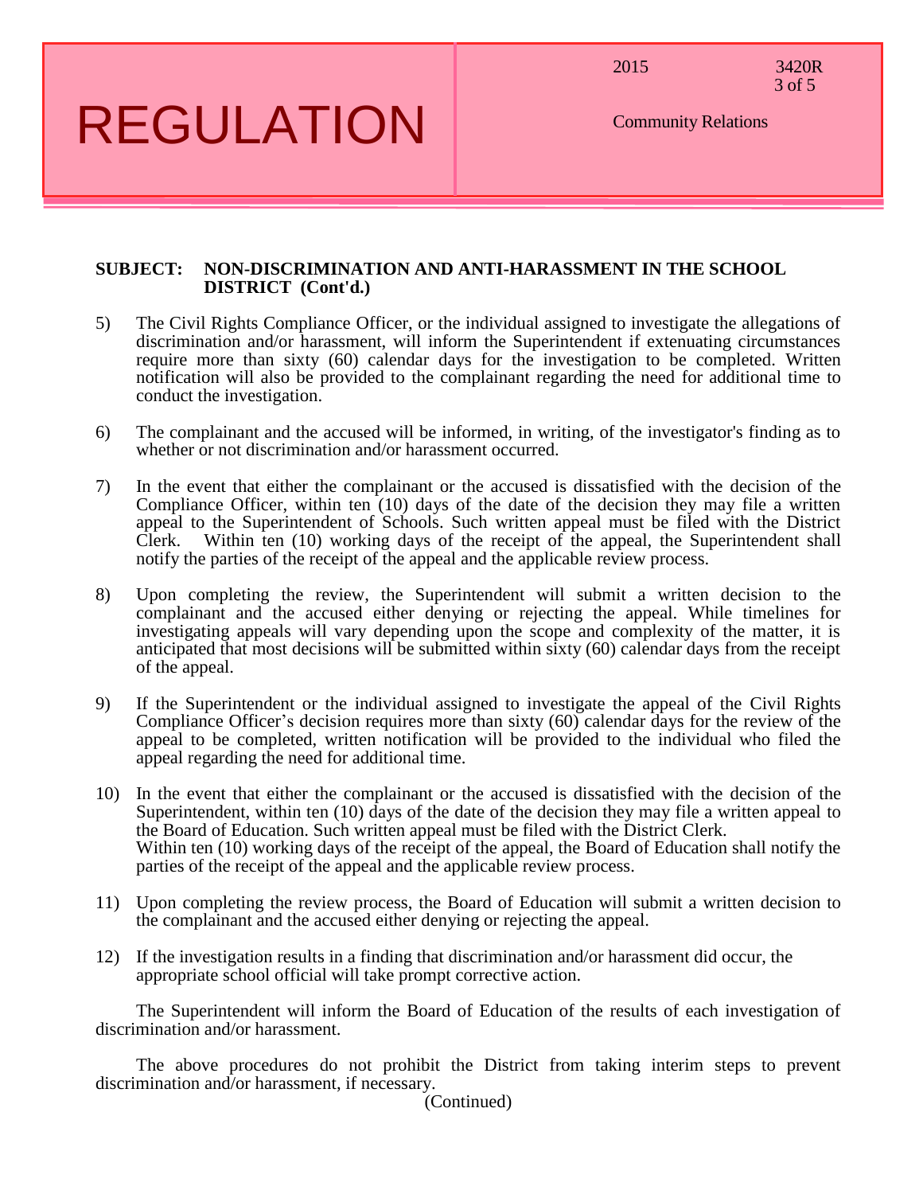**SUBJECT: NON-DISCRIMINATION AND ANTI-HARASSMENT IN THE SCHOOL DISTRICT (Cont'd.)**

5) The Civil Rights Compliance Officer, or the individual assigned to investigate the allegations of discrimination and/or harassment, will inform the Superintendent if extenuating circumstances require more than sixty (60) calendar days for the investigation to be completed. Written notification will also be provided to the complainant regarding the need for additional time to conduct the investigation.

6) The complainant and the accused will be informed, in writing, of the investigator's finding as to whether or not discrimination and/or harassment occurred.

7) In the event that either the complainant or the accused is dissatisfied with the decision of the Compliance Officer, within ten (10) days of the date of the decision they may file a written appeal to the Superintendent of Schools. Such written appeal must be filed with the District Clerk. Within ten (10) working days of the receipt of the appeal, the Superintendent shall notify the parties of the receipt of the appeal and the applicable review process.

8) Upon completing the review, the Superintendent will submit a written decision to the complainant and the accused either denying or rejecting the appeal. While timelines for investigating appeals will vary depending upon the scope and complexity of the matter, it is anticipated that most decisions will be submitted within sixty (60) calendar days from the receipt of the appeal.

9) If the Superintendent or the individual assigned to investigate the appeal of the Civil Rights Compliance Officer's decision requires more than sixty (60) calendar days for the review of the appeal to be completed, written notification will be provided to the individual who filed the appeal regarding the need for additional time.

10) In the event that either the complainant or the accused is dissatisfied with the decision of the Superintendent, within ten (10) days of the date of the decision they may file a written appeal to the Board of Education. Such written appeal must be filed with the District Clerk.
    Within ten (10) working days of the receipt of the appeal, the Board of Education shall notify the parties of the receipt of the appeal and the applicable review process.

11) Upon completing the review process, the Board of Education will submit a written decision to the complainant and the accused either denying or rejecting the appeal.

12) If the investigation results in a finding that discrimination and/or harassment did occur, the appropriate school official will take prompt corrective action.

The Superintendent will inform the Board of Education of the results of each investigation of discrimination and/or harassment.

The above procedures do not prohibit the District from taking interim steps to prevent discrimination and/or harassment, if necessary.

(Continued)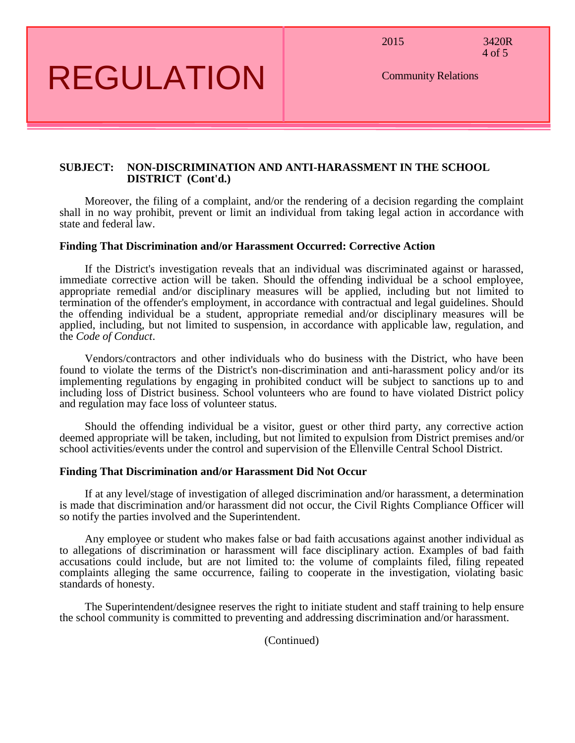**SUBJECT: NON-DISCRIMINATION AND ANTI-HARASSMENT IN THE SCHOOL DISTRICT (Cont'd.)**

Moreover, the filing of a complaint, and/or the rendering of a decision regarding the complaint shall in no way prohibit, prevent or limit an individual from taking legal action in accordance with state and federal law.

**Finding That Discrimination and/or Harassment Occurred: Corrective Action**

If the District's investigation reveals that an individual was discriminated against or harassed, immediate corrective action will be taken. Should the offending individual be a school employee, appropriate remedial and/or disciplinary measures will be applied, including but not limited to termination of the offender's employment, in accordance with contractual and legal guidelines. Should the offending individual be a student, appropriate remedial and/or disciplinary measures will be applied, including, but not limited to suspension, in accordance with applicable law, regulation, and the *Code of Conduct*.

Vendors/contractors and other individuals who do business with the District, who have been found to violate the terms of the District's non-discrimination and anti-harassment policy and/or its implementing regulations by engaging in prohibited conduct will be subject to sanctions up to and including loss of District business. School volunteers who are found to have violated District policy and regulation may face loss of volunteer status.

Should the offending individual be a visitor, guest or other third party, any corrective action deemed appropriate will be taken, including, but not limited to expulsion from District premises and/or school activities/events under the control and supervision of the Ellenville Central School District.

**Finding That Discrimination and/or Harassment Did Not Occur**

If at any level/stage of investigation of alleged discrimination and/or harassment, a determination is made that discrimination and/or harassment did not occur, the Civil Rights Compliance Officer will so notify the parties involved and the Superintendent.

Any employee or student who makes false or bad faith accusations against another individual as to allegations of discrimination or harassment will face disciplinary action. Examples of bad faith accusations could include, but are not limited to: the volume of complaints filed, filing repeated complaints alleging the same occurrence, failing to cooperate in the investigation, violating basic standards of honesty.

The Superintendent/designee reserves the right to initiate student and staff training to help ensure the school community is committed to preventing and addressing discrimination and/or harassment.

(Continued)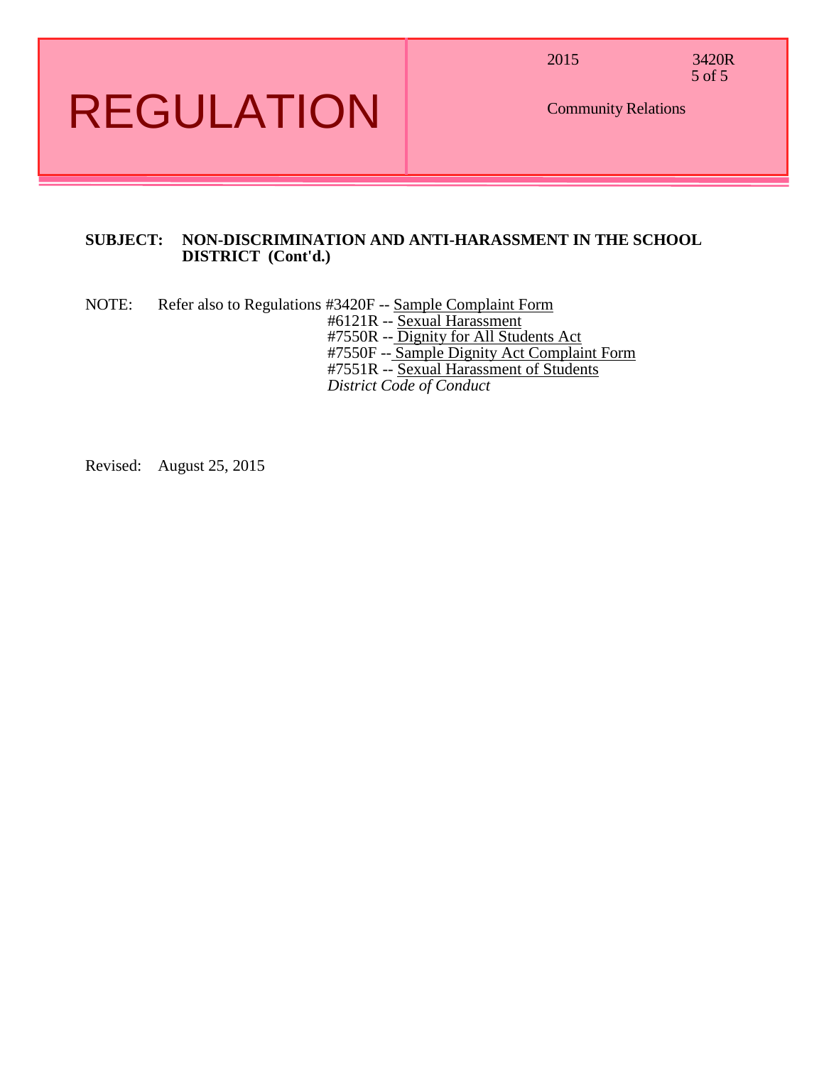**SUBJECT: NON-DISCRIMINATION AND ANTI-HARASSMENT IN THE SCHOOL DISTRICT (Cont'd.)**

NOTE: Refer also to Regulations #3420F -- Sample Complaint Form
#6121R -- Sexual Harassment
#7550R -- Dignity for All Students Act
#7550F -- Sample Dignity Act Complaint Form
#7551R -- Sexual Harassment of Students
*District Code of Conduct*

Revised: August 25, 2015